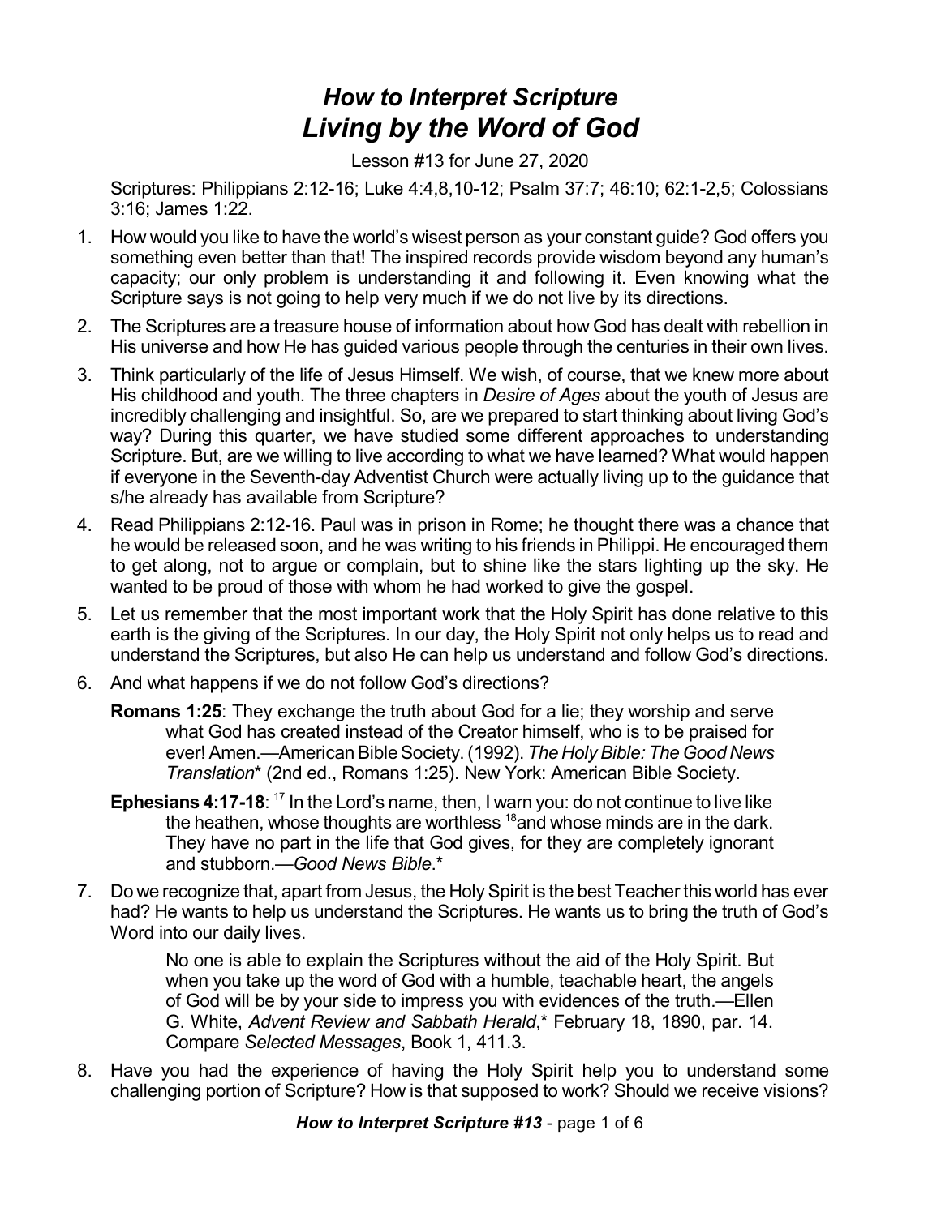# *How to Interpret Scripture*
# *Living by the Word of God*

Lesson #13 for June 27, 2020

Scriptures: Philippians 2:12-16; Luke 4:4,8,10-12; Psalm 37:7; 46:10; 62:1-2,5; Colossians 3:16; James 1:22.

1. How would you like to have the world's wisest person as your constant guide? God offers you something even better than that! The inspired records provide wisdom beyond any human's capacity; our only problem is understanding it and following it. Even knowing what the Scripture says is not going to help very much if we do not live by its directions.

2. The Scriptures are a treasure house of information about how God has dealt with rebellion in His universe and how He has guided various people through the centuries in their own lives.

3. Think particularly of the life of Jesus Himself. We wish, of course, that we knew more about His childhood and youth. The three chapters in *Desire of Ages* about the youth of Jesus are incredibly challenging and insightful. So, are we prepared to start thinking about living God's way? During this quarter, we have studied some different approaches to understanding Scripture. But, are we willing to live according to what we have learned? What would happen if everyone in the Seventh-day Adventist Church were actually living up to the guidance that s/he already has available from Scripture?

4. Read Philippians 2:12-16. Paul was in prison in Rome; he thought there was a chance that he would be released soon, and he was writing to his friends in Philippi. He encouraged them to get along, not to argue or complain, but to shine like the stars lighting up the sky. He wanted to be proud of those with whom he had worked to give the gospel.

5. Let us remember that the most important work that the Holy Spirit has done relative to this earth is the giving of the Scriptures. In our day, the Holy Spirit not only helps us to read and understand the Scriptures, but also He can help us understand and follow God's directions.

6. And what happens if we do not follow God's directions?

   **Romans 1:25**: They exchange the truth about God for a lie; they worship and serve what God has created instead of the Creator himself, who is to be praised for ever! Amen.—American Bible Society. (1992). *The Holy Bible: The Good News Translation*\* (2nd ed., Romans 1:25). New York: American Bible Society.

   **Ephesians 4:17-18**: [17] In the Lord's name, then, I warn you: do not continue to live like the heathen, whose thoughts are worthless [18]and whose minds are in the dark. They have no part in the life that God gives, for they are completely ignorant and stubborn.—*Good News Bible*.\*

7. Do we recognize that, apart from Jesus, the Holy Spirit is the best Teacher this world has ever had? He wants to help us understand the Scriptures. He wants us to bring the truth of God's Word into our daily lives.

   > No one is able to explain the Scriptures without the aid of the Holy Spirit. But when you take up the word of God with a humble, teachable heart, the angels of God will be by your side to impress you with evidences of the truth.—Ellen G. White, *Advent Review and Sabbath Herald*,\* February 18, 1890, par. 14. Compare *Selected Messages*, Book 1, 411.3.

8. Have you had the experience of having the Holy Spirit help you to understand some challenging portion of Scripture? How is that supposed to work? Should we receive visions?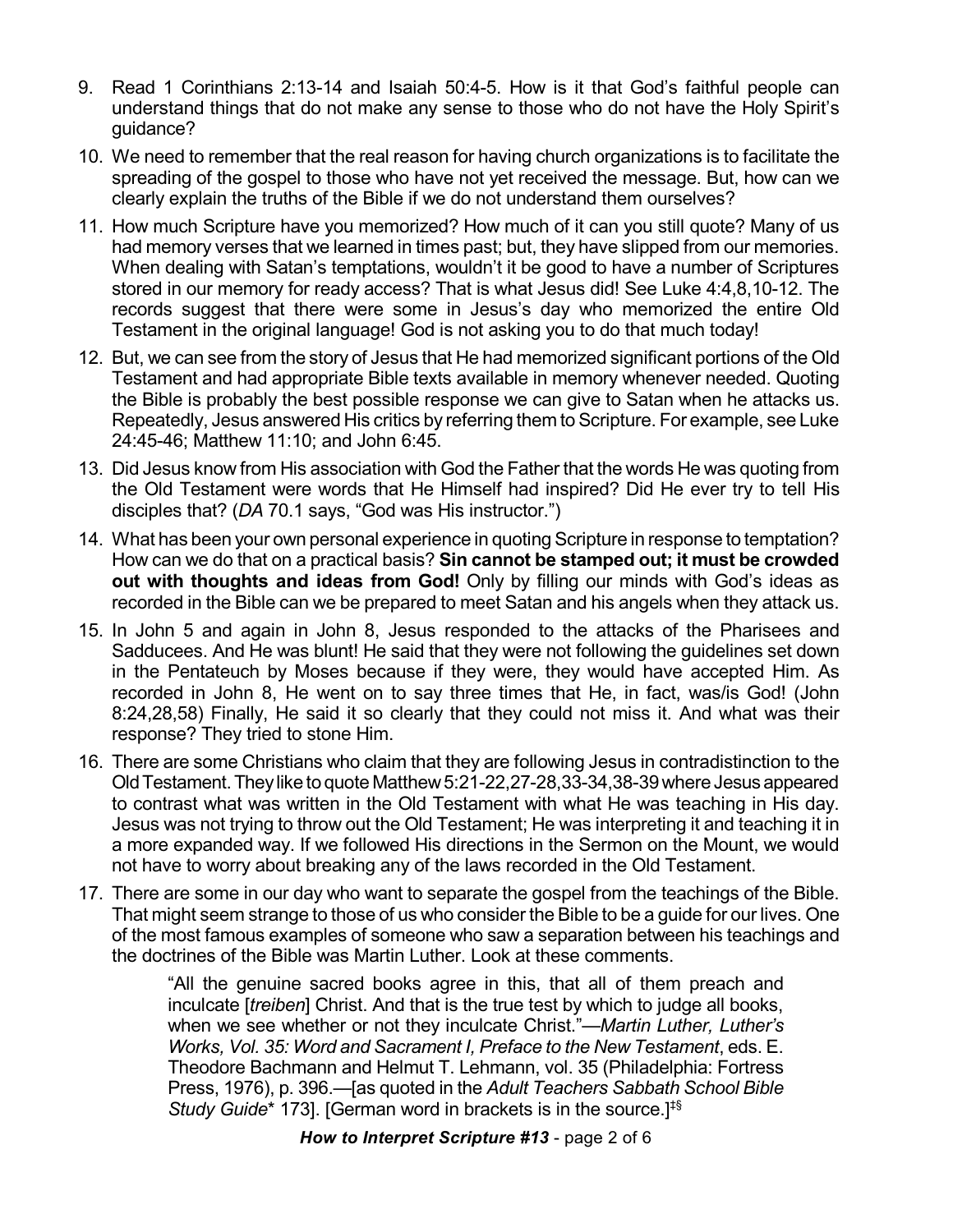9. Read 1 Corinthians 2:13-14 and Isaiah 50:4-5. How is it that God's faithful people can understand things that do not make any sense to those who do not have the Holy Spirit's guidance?

10. We need to remember that the real reason for having church organizations is to facilitate the spreading of the gospel to those who have not yet received the message. But, how can we clearly explain the truths of the Bible if we do not understand them ourselves?

11. How much Scripture have you memorized? How much of it can you still quote? Many of us had memory verses that we learned in times past; but, they have slipped from our memories. When dealing with Satan's temptations, wouldn't it be good to have a number of Scriptures stored in our memory for ready access? That is what Jesus did! See Luke 4:4,8,10-12. The records suggest that there were some in Jesus's day who memorized the entire Old Testament in the original language! God is not asking you to do that much today!

12. But, we can see from the story of Jesus that He had memorized significant portions of the Old Testament and had appropriate Bible texts available in memory whenever needed. Quoting the Bible is probably the best possible response we can give to Satan when he attacks us. Repeatedly, Jesus answered His critics by referring them to Scripture. For example, see Luke 24:45-46; Matthew 11:10; and John 6:45.

13. Did Jesus know from His association with God the Father that the words He was quoting from the Old Testament were words that He Himself had inspired? Did He ever try to tell His disciples that? (*DA* 70.1 says, "God was His instructor.")

14. What has been your own personal experience in quoting Scripture in response to temptation? How can we do that on a practical basis? **Sin cannot be stamped out; it must be crowded out with thoughts and ideas from God!** Only by filling our minds with God's ideas as recorded in the Bible can we be prepared to meet Satan and his angels when they attack us.

15. In John 5 and again in John 8, Jesus responded to the attacks of the Pharisees and Sadducees. And He was blunt! He said that they were not following the guidelines set down in the Pentateuch by Moses because if they were, they would have accepted Him. As recorded in John 8, He went on to say three times that He, in fact, was/is God! (John 8:24,28,58) Finally, He said it so clearly that they could not miss it. And what was their response? They tried to stone Him.

16. There are some Christians who claim that they are following Jesus in contradistinction to the Old Testament. They like to quote Matthew 5:21-22,27-28,33-34,38-39 where Jesus appeared to contrast what was written in the Old Testament with what He was teaching in His day. Jesus was not trying to throw out the Old Testament; He was interpreting it and teaching it in a more expanded way. If we followed His directions in the Sermon on the Mount, we would not have to worry about breaking any of the laws recorded in the Old Testament.

17. There are some in our day who want to separate the gospel from the teachings of the Bible. That might seem strange to those of us who consider the Bible to be a guide for our lives. One of the most famous examples of someone who saw a separation between his teachings and the doctrines of the Bible was Martin Luther. Look at these comments.

> "All the genuine sacred books agree in this, that all of them preach and inculcate [*treiben*] Christ. And that is the true test by which to judge all books, when we see whether or not they inculcate Christ."—*Martin Luther, Luther's Works, Vol. 35: Word and Sacrament I, Preface to the New Testament*, eds. E. Theodore Bachmann and Helmut T. Lehmann, vol. 35 (Philadelphia: Fortress Press, 1976), p. 396.—[as quoted in the *Adult Teachers Sabbath School Bible Study Guide** 173]. [German word in brackets is in the source.]‡§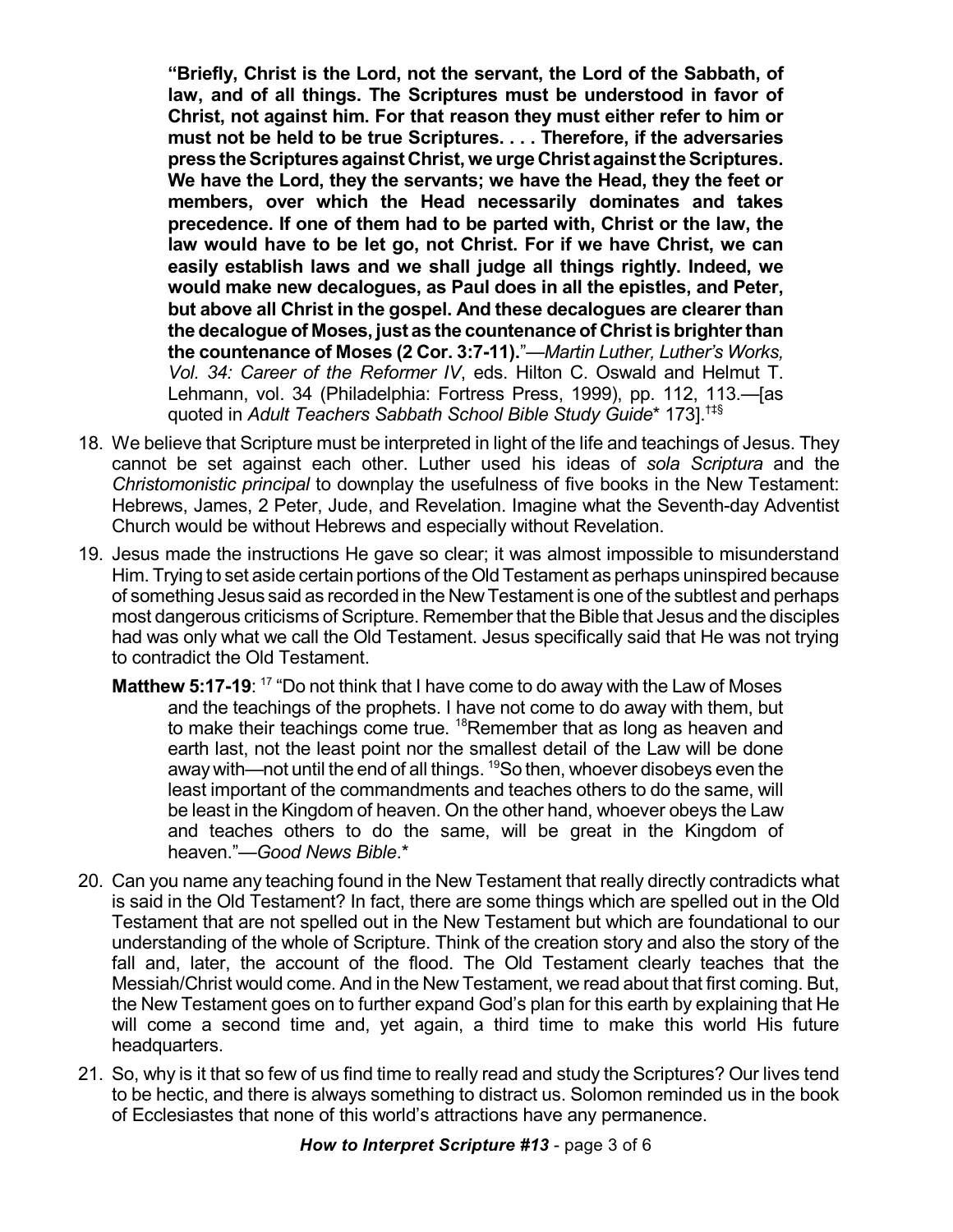**"Briefly, Christ is the Lord, not the servant, the Lord of the Sabbath, of law, and of all things. The Scriptures must be understood in favor of Christ, not against him. For that reason they must either refer to him or must not be held to be true Scriptures. . . . Therefore, if the adversaries press the Scriptures against Christ, we urge Christ against the Scriptures. We have the Lord, they the servants; we have the Head, they the feet or members, over which the Head necessarily dominates and takes precedence. If one of them had to be parted with, Christ or the law, the law would have to be let go, not Christ. For if we have Christ, we can easily establish laws and we shall judge all things rightly. Indeed, we would make new decalogues, as Paul does in all the epistles, and Peter, but above all Christ in the gospel. And these decalogues are clearer than the decalogue of Moses, just as the countenance of Christ is brighter than the countenance of Moses (2 Cor. 3:7-11).**"—*Martin Luther, Luther's Works, Vol. 34: Career of the Reformer IV*, eds. Hilton C. Oswald and Helmut T. Lehmann, vol. 34 (Philadelphia: Fortress Press, 1999), pp. 112, 113.—[as quoted in *Adult Teachers Sabbath School Bible Study Guide** 173].†‡§

18. We believe that Scripture must be interpreted in light of the life and teachings of Jesus. They cannot be set against each other. Luther used his ideas of *sola Scriptura* and the *Christomonistic principal* to downplay the usefulness of five books in the New Testament: Hebrews, James, 2 Peter, Jude, and Revelation. Imagine what the Seventh-day Adventist Church would be without Hebrews and especially without Revelation.

19. Jesus made the instructions He gave so clear; it was almost impossible to misunderstand Him. Trying to set aside certain portions of the Old Testament as perhaps uninspired because of something Jesus said as recorded in the New Testament is one of the subtlest and perhaps most dangerous criticisms of Scripture. Remember that the Bible that Jesus and the disciples had was only what we call the Old Testament. Jesus specifically said that He was not trying to contradict the Old Testament.

    **Matthew 5:17-19**: [17] "Do not think that I have come to do away with the Law of Moses and the teachings of the prophets. I have not come to do away with them, but to make their teachings come true. [18]Remember that as long as heaven and earth last, not the least point nor the smallest detail of the Law will be done away with—not until the end of all things. [19]So then, whoever disobeys even the least important of the commandments and teaches others to do the same, will be least in the Kingdom of heaven. On the other hand, whoever obeys the Law and teaches others to do the same, will be great in the Kingdom of heaven."—*Good News Bible*.*

20. Can you name any teaching found in the New Testament that really directly contradicts what is said in the Old Testament? In fact, there are some things which are spelled out in the Old Testament that are not spelled out in the New Testament but which are foundational to our understanding of the whole of Scripture. Think of the creation story and also the story of the fall and, later, the account of the flood. The Old Testament clearly teaches that the Messiah/Christ would come. And in the New Testament, we read about that first coming. But, the New Testament goes on to further expand God's plan for this earth by explaining that He will come a second time and, yet again, a third time to make this world His future headquarters.

21. So, why is it that so few of us find time to really read and study the Scriptures? Our lives tend to be hectic, and there is always something to distract us. Solomon reminded us in the book of Ecclesiastes that none of this world's attractions have any permanence.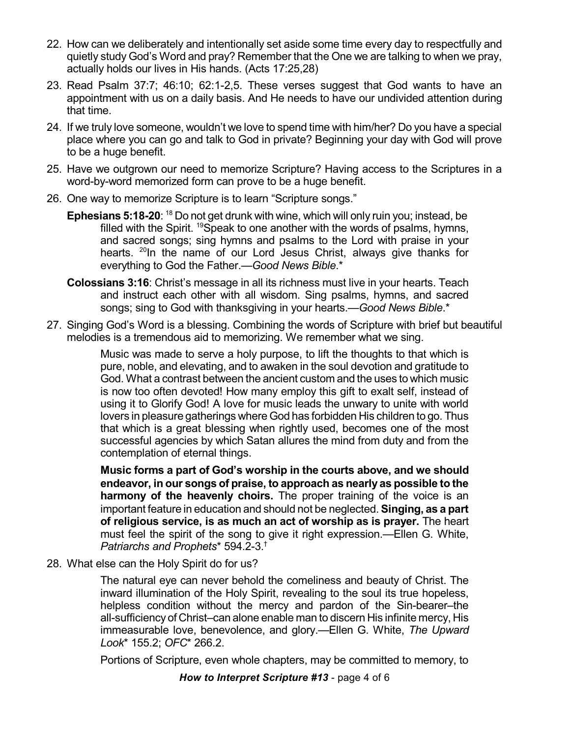22. How can we deliberately and intentionally set aside some time every day to respectfully and quietly study God's Word and pray? Remember that the One we are talking to when we pray, actually holds our lives in His hands. (Acts 17:25,28)

23. Read Psalm 37:7; 46:10; 62:1-2,5. These verses suggest that God wants to have an appointment with us on a daily basis. And He needs to have our undivided attention during that time.

24. If we truly love someone, wouldn't we love to spend time with him/her? Do you have a special place where you can go and talk to God in private? Beginning your day with God will prove to be a huge benefit.

25. Have we outgrown our need to memorize Scripture? Having access to the Scriptures in a word-by-word memorized form can prove to be a huge benefit.

26. One way to memorize Scripture is to learn "Scripture songs."

    **Ephesians 5:18-20**: [18] Do not get drunk with wine, which will only ruin you; instead, be filled with the Spirit. [19]Speak to one another with the words of psalms, hymns, and sacred songs; sing hymns and psalms to the Lord with praise in your hearts. [20]In the name of our Lord Jesus Christ, always give thanks for everything to God the Father.—*Good News Bible*.*

    **Colossians 3:16**: Christ's message in all its richness must live in your hearts. Teach and instruct each other with all wisdom. Sing psalms, hymns, and sacred songs; sing to God with thanksgiving in your hearts.—*Good News Bible*.*

27. Singing God's Word is a blessing. Combining the words of Scripture with brief but beautiful melodies is a tremendous aid to memorizing. We remember what we sing.

    > Music was made to serve a holy purpose, to lift the thoughts to that which is pure, noble, and elevating, and to awaken in the soul devotion and gratitude to God. What a contrast between the ancient custom and the uses to which music is now too often devoted! How many employ this gift to exalt self, instead of using it to Glorify God! A love for music leads the unwary to unite with world lovers in pleasure gatherings where God has forbidden His children to go. Thus that which is a great blessing when rightly used, becomes one of the most successful agencies by which Satan allures the mind from duty and from the contemplation of eternal things.
    >
    > **Music forms a part of God's worship in the courts above, and we should endeavor, in our songs of praise, to approach as nearly as possible to the harmony of the heavenly choirs.** The proper training of the voice is an important feature in education and should not be neglected. **Singing, as a part of religious service, is as much an act of worship as is prayer.** The heart must feel the spirit of the song to give it right expression.—Ellen G. White, *Patriarchs and Prophets** 594.2-3.†

28. What else can the Holy Spirit do for us?

    > The natural eye can never behold the comeliness and beauty of Christ. The inward illumination of the Holy Spirit, revealing to the soul its true hopeless, helpless condition without the mercy and pardon of the Sin-bearer–the all-sufficiency of Christ–can alone enable man to discern His infinite mercy, His immeasurable love, benevolence, and glory.—Ellen G. White, *The Upward Look** 155.2; *OFC** 266.2.
    >
    > Portions of Scripture, even whole chapters, may be committed to memory, to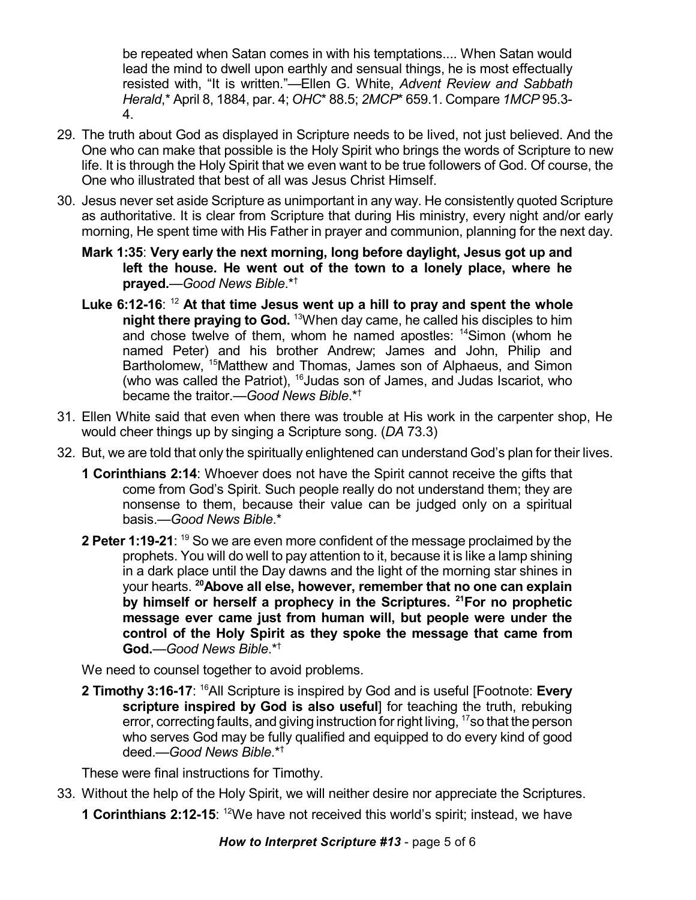be repeated when Satan comes in with his temptations.... When Satan would lead the mind to dwell upon earthly and sensual things, he is most effectually resisted with, "It is written."—Ellen G. White, *Advent Review and Sabbath Herald*,* April 8, 1884, par. 4; *OHC** 88.5; *2MCP** 659.1. Compare *1MCP* 95.3-4.

29. The truth about God as displayed in Scripture needs to be lived, not just believed. And the One who can make that possible is the Holy Spirit who brings the words of Scripture to new life. It is through the Holy Spirit that we even want to be true followers of God. Of course, the One who illustrated that best of all was Jesus Christ Himself.

30. Jesus never set aside Scripture as unimportant in any way. He consistently quoted Scripture as authoritative. It is clear from Scripture that during His ministry, every night and/or early morning, He spent time with His Father in prayer and communion, planning for the next day.

    **Mark 1:35**: **Very early the next morning, long before daylight, Jesus got up and left the house. He went out of the town to a lonely place, where he prayed.**—*Good News Bible*.*†

    **Luke 6:12-16**: [12] **At that time Jesus went up a hill to pray and spent the whole night there praying to God.** [13]When day came, he called his disciples to him and chose twelve of them, whom he named apostles: [14]Simon (whom he named Peter) and his brother Andrew; James and John, Philip and Bartholomew, [15]Matthew and Thomas, James son of Alphaeus, and Simon (who was called the Patriot), [16]Judas son of James, and Judas Iscariot, who became the traitor.—*Good News Bible*.*†

31. Ellen White said that even when there was trouble at His work in the carpenter shop, He would cheer things up by singing a Scripture song. (*DA* 73.3)

32. But, we are told that only the spiritually enlightened can understand God's plan for their lives.

    **1 Corinthians 2:14**: Whoever does not have the Spirit cannot receive the gifts that come from God's Spirit. Such people really do not understand them; they are nonsense to them, because their value can be judged only on a spiritual basis.—*Good News Bible*.*

    **2 Peter 1:19-21**: [19] So we are even more confident of the message proclaimed by the prophets. You will do well to pay attention to it, because it is like a lamp shining in a dark place until the Day dawns and the light of the morning star shines in your hearts. **[20]Above all else, however, remember that no one can explain by himself or herself a prophecy in the Scriptures. [21]For no prophetic message ever came just from human will, but people were under the control of the Holy Spirit as they spoke the message that came from God.**—*Good News Bible*.*†

    We need to counsel together to avoid problems.

    **2 Timothy 3:16-17**: [16]All Scripture is inspired by God and is useful [Footnote: **Every scripture inspired by God is also useful**] for teaching the truth, rebuking error, correcting faults, and giving instruction for right living, [17]so that the person who serves God may be fully qualified and equipped to do every kind of good deed.—*Good News Bible*.*†

    These were final instructions for Timothy.

33. Without the help of the Holy Spirit, we will neither desire nor appreciate the Scriptures.

    **1 Corinthians 2:12-15**: [12]We have not received this world's spirit; instead, we have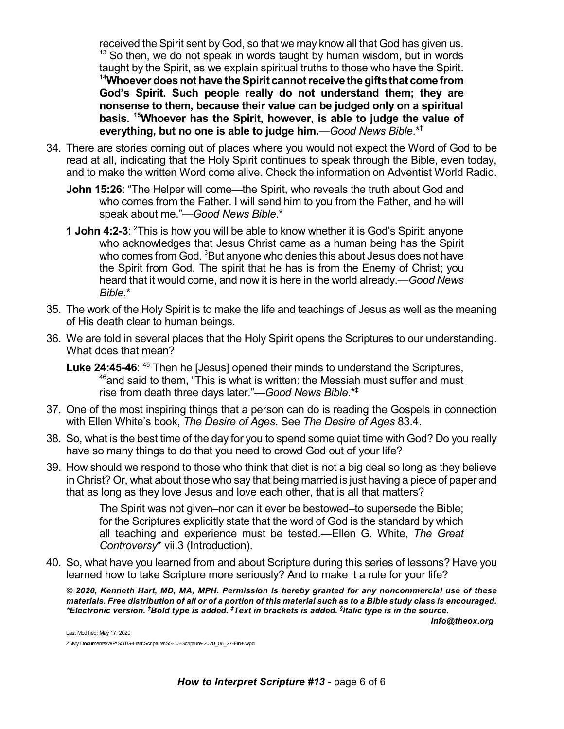received the Spirit sent by God, so that we may know all that God has given us. [13] So then, we do not speak in words taught by human wisdom, but in words taught by the Spirit, as we explain spiritual truths to those who have the Spirit. [14]**Whoever does not have the Spirit cannot receive the gifts that come from God's Spirit. Such people really do not understand them; they are nonsense to them, because their value can be judged only on a spiritual basis. [15]Whoever has the Spirit, however, is able to judge the value of everything, but no one is able to judge him.**—*Good News Bible*.*†

34. There are stories coming out of places where you would not expect the Word of God to be read at all, indicating that the Holy Spirit continues to speak through the Bible, even today, and to make the written Word come alive. Check the information on Adventist World Radio.

    **John 15:26**: "The Helper will come—the Spirit, who reveals the truth about God and who comes from the Father. I will send him to you from the Father, and he will speak about me."—*Good News Bible*.*

    **1 John 4:2-3**: [2]This is how you will be able to know whether it is God's Spirit: anyone who acknowledges that Jesus Christ came as a human being has the Spirit who comes from God. [3]But anyone who denies this about Jesus does not have the Spirit from God. The spirit that he has is from the Enemy of Christ; you heard that it would come, and now it is here in the world already.—*Good News Bible*.*

35. The work of the Holy Spirit is to make the life and teachings of Jesus as well as the meaning of His death clear to human beings.

36. We are told in several places that the Holy Spirit opens the Scriptures to our understanding. What does that mean?

    **Luke 24:45-46**: [45] Then he [Jesus] opened their minds to understand the Scriptures, [46]and said to them, "This is what is written: the Messiah must suffer and must rise from death three days later."—*Good News Bible*.*‡

37. One of the most inspiring things that a person can do is reading the Gospels in connection with Ellen White's book, *The Desire of Ages*. See *The Desire of Ages* 83.4.

38. So, what is the best time of the day for you to spend some quiet time with God? Do you really have so many things to do that you need to crowd God out of your life?

39. How should we respond to those who think that diet is not a big deal so long as they believe in Christ? Or, what about those who say that being married is just having a piece of paper and that as long as they love Jesus and love each other, that is all that matters?

    > The Spirit was not given–nor can it ever be bestowed–to supersede the Bible; for the Scriptures explicitly state that the word of God is the standard by which all teaching and experience must be tested.—Ellen G. White, *The Great Controversy** vii.3 (Introduction).

40. So, what have you learned from and about Scripture during this series of lessons? Have you learned how to take Scripture more seriously? And to make it a rule for your life?

***© 2020, Kenneth Hart, MD, MA, MPH. Permission is hereby granted for any noncommercial use of these materials. Free distribution of all or of a portion of this material such as to a Bible study class is encouraged. *Electronic version. †Bold type is added. ‡Text in brackets is added. §Italic type is in the source.***

***Info@theox.org***

Last Modified: May 17, 2020

Z:\My Documents\WP\SSTG-Hart\Scripture\SS-13-Scripture-2020_06_27-Fin+.wpd